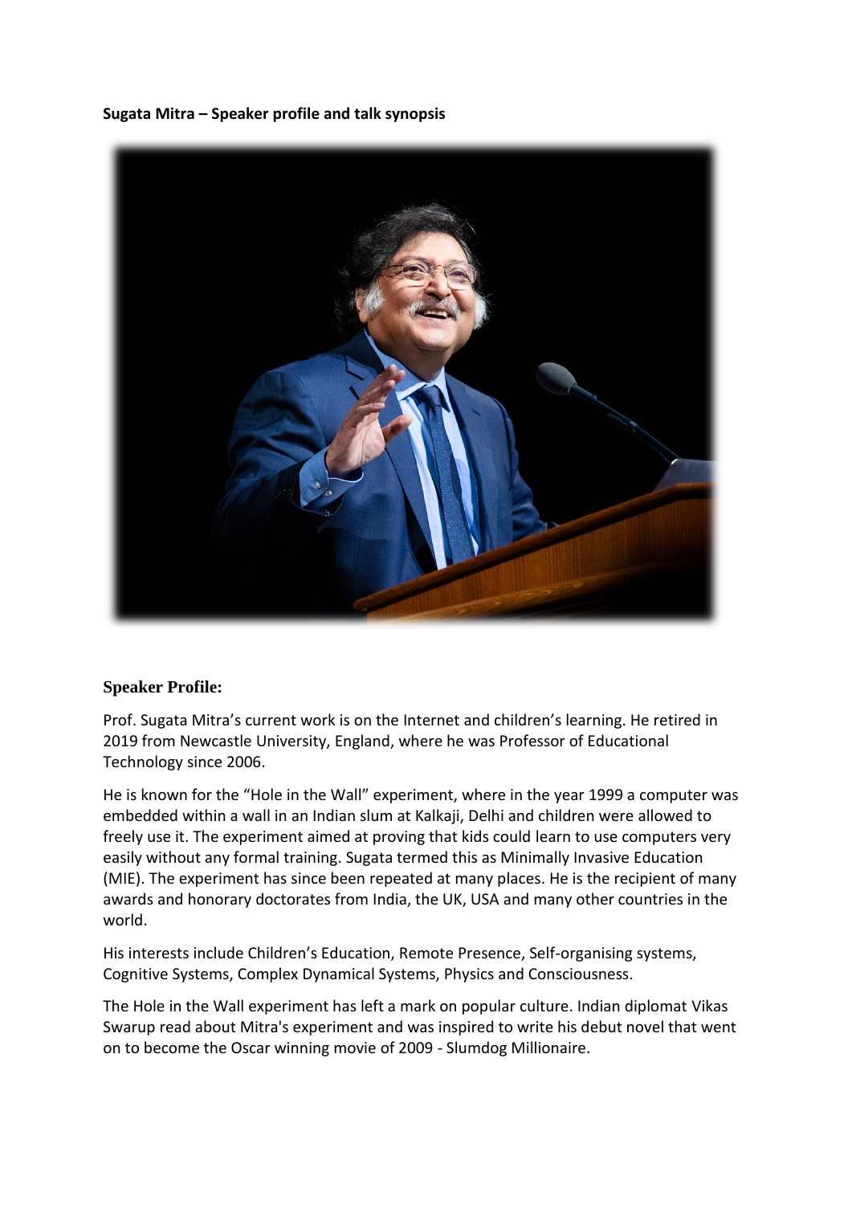**Sugata Mitra – Speaker profile and talk synopsis**

## Speaker Profile:

Prof. Sugata Mitra's current work is on the Internet and children's learning. He retired in 2019 from Newcastle University, England, where he was Professor of Educational Technology since 2006.

He is known for the "Hole in the Wall" experiment, where in the year 1999 a computer was embedded within a wall in an Indian slum at Kalkaji, Delhi and children were allowed to freely use it. The experiment aimed at proving that kids could learn to use computers very easily without any formal training. Sugata termed this as Minimally Invasive Education (MIE). The experiment has since been repeated at many places. He is the recipient of many awards and honorary doctorates from India, the UK, USA and many other countries in the world.

His interests include Children's Education, Remote Presence, Self-organising systems, Cognitive Systems, Complex Dynamical Systems, Physics and Consciousness.

The Hole in the Wall experiment has left a mark on popular culture. Indian diplomat Vikas Swarup read about Mitra's experiment and was inspired to write his debut novel that went on to become the Oscar winning movie of 2009 - Slumdog Millionaire.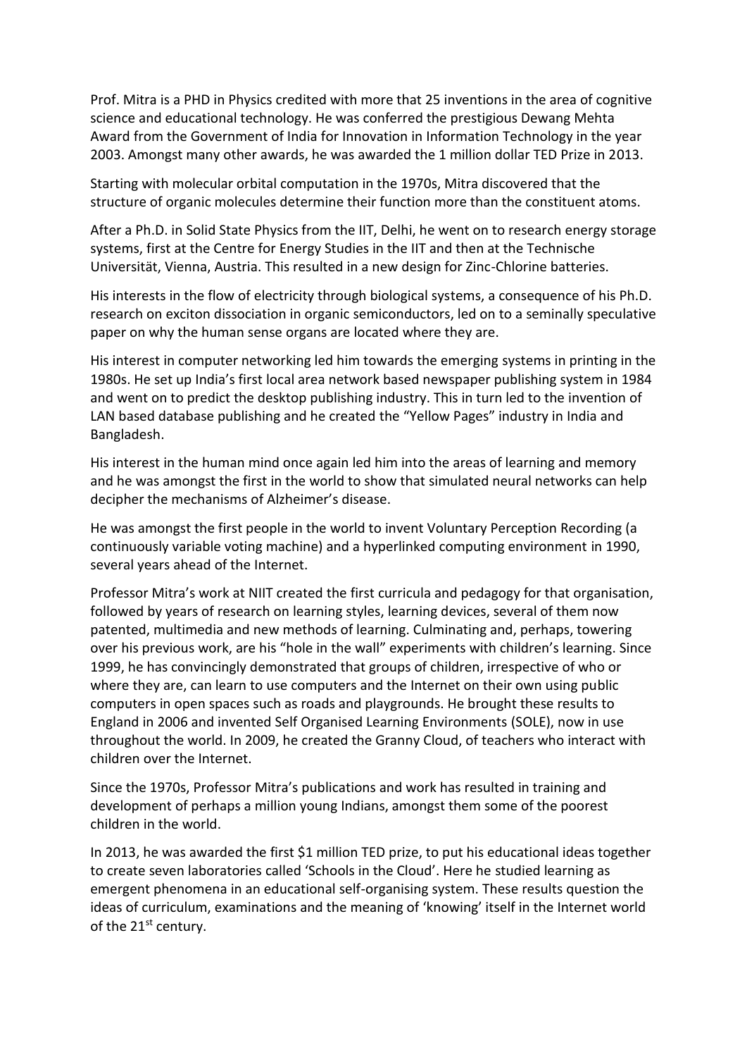Prof. Mitra is a PHD in Physics credited with more that 25 inventions in the area of cognitive science and educational technology. He was conferred the prestigious Dewang Mehta Award from the Government of India for Innovation in Information Technology in the year 2003. Amongst many other awards, he was awarded the 1 million dollar TED Prize in 2013.

Starting with molecular orbital computation in the 1970s, Mitra discovered that the structure of organic molecules determine their function more than the constituent atoms.

After a Ph.D. in Solid State Physics from the IIT, Delhi, he went on to research energy storage systems, first at the Centre for Energy Studies in the IIT and then at the Technische Universität, Vienna, Austria. This resulted in a new design for Zinc-Chlorine batteries.

His interests in the flow of electricity through biological systems, a consequence of his Ph.D. research on exciton dissociation in organic semiconductors, led on to a seminally speculative paper on why the human sense organs are located where they are.

His interest in computer networking led him towards the emerging systems in printing in the 1980s. He set up India's first local area network based newspaper publishing system in 1984 and went on to predict the desktop publishing industry. This in turn led to the invention of LAN based database publishing and he created the "Yellow Pages" industry in India and Bangladesh.

His interest in the human mind once again led him into the areas of learning and memory and he was amongst the first in the world to show that simulated neural networks can help decipher the mechanisms of Alzheimer's disease.

He was amongst the first people in the world to invent Voluntary Perception Recording (a continuously variable voting machine) and a hyperlinked computing environment in 1990, several years ahead of the Internet.

Professor Mitra's work at NIIT created the first curricula and pedagogy for that organisation, followed by years of research on learning styles, learning devices, several of them now patented, multimedia and new methods of learning. Culminating and, perhaps, towering over his previous work, are his "hole in the wall" experiments with children's learning. Since 1999, he has convincingly demonstrated that groups of children, irrespective of who or where they are, can learn to use computers and the Internet on their own using public computers in open spaces such as roads and playgrounds. He brought these results to England in 2006 and invented Self Organised Learning Environments (SOLE), now in use throughout the world. In 2009, he created the Granny Cloud, of teachers who interact with children over the Internet.

Since the 1970s, Professor Mitra's publications and work has resulted in training and development of perhaps a million young Indians, amongst them some of the poorest children in the world.

In 2013, he was awarded the first $1 million TED prize, to put his educational ideas together to create seven laboratories called 'Schools in the Cloud'. Here he studied learning as emergent phenomena in an educational self-organising system. These results question the ideas of curriculum, examinations and the meaning of 'knowing' itself in the Internet world of the 21st century.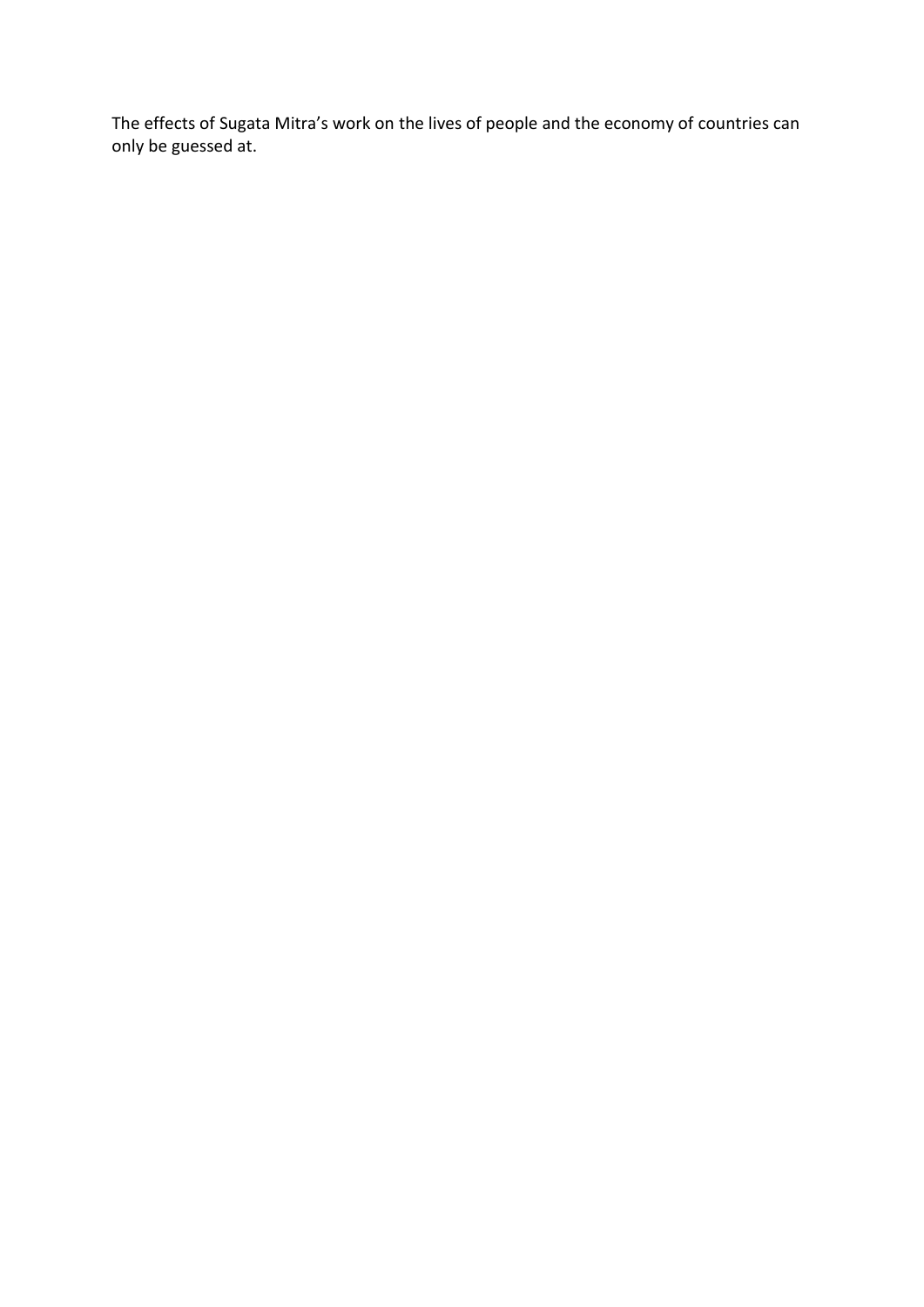The effects of Sugata Mitra's work on the lives of people and the economy of countries can only be guessed at.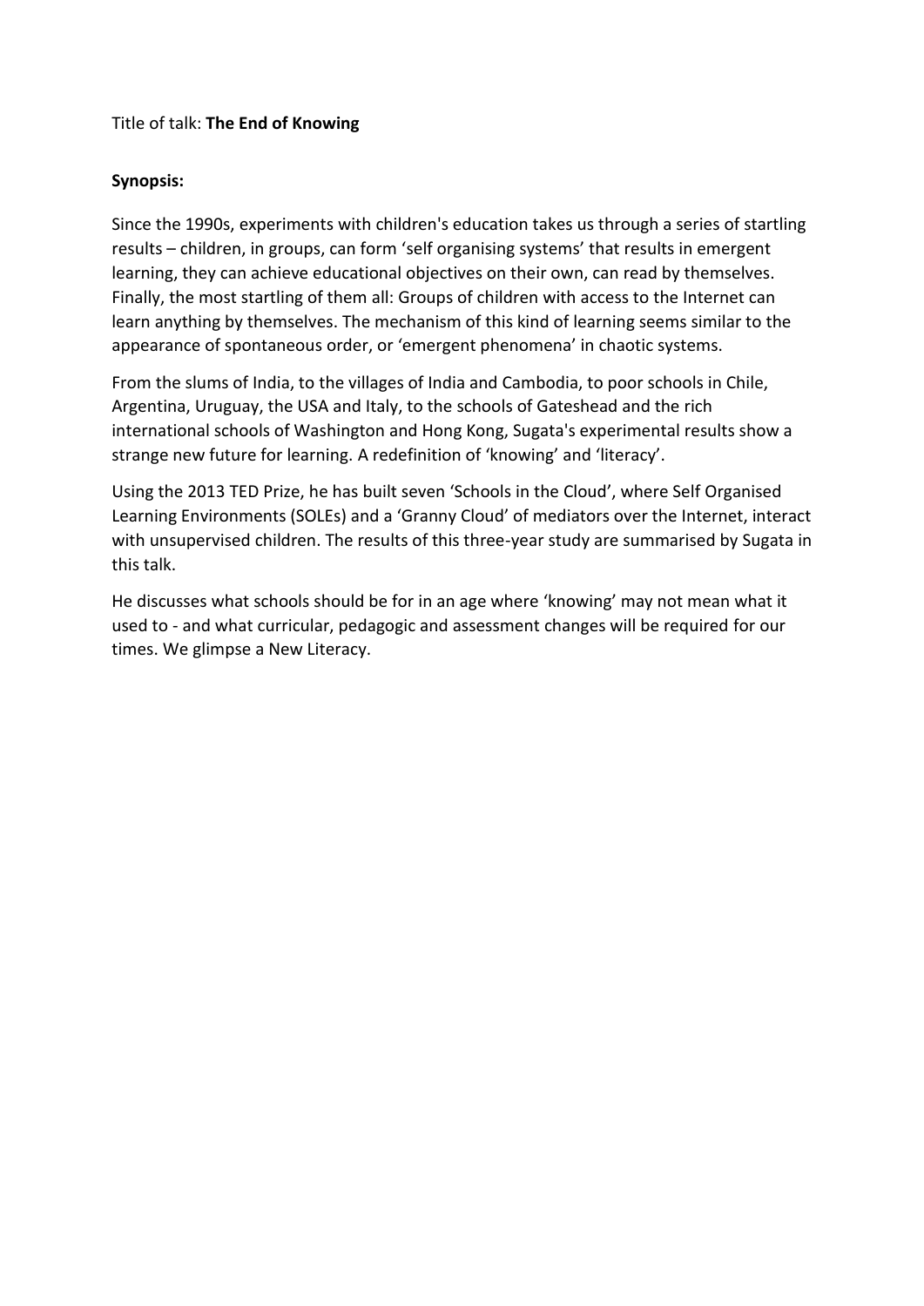Title of talk: **The End of Knowing**

**Synopsis:**

Since the 1990s, experiments with children's education takes us through a series of startling results – children, in groups, can form 'self organising systems' that results in emergent learning, they can achieve educational objectives on their own, can read by themselves. Finally, the most startling of them all: Groups of children with access to the Internet can learn anything by themselves. The mechanism of this kind of learning seems similar to the appearance of spontaneous order, or 'emergent phenomena' in chaotic systems.

From the slums of India, to the villages of India and Cambodia, to poor schools in Chile, Argentina, Uruguay, the USA and Italy, to the schools of Gateshead and the rich international schools of Washington and Hong Kong, Sugata's experimental results show a strange new future for learning. A redefinition of 'knowing' and 'literacy'.

Using the 2013 TED Prize, he has built seven 'Schools in the Cloud', where Self Organised Learning Environments (SOLEs) and a 'Granny Cloud' of mediators over the Internet, interact with unsupervised children. The results of this three-year study are summarised by Sugata in this talk.

He discusses what schools should be for in an age where 'knowing' may not mean what it used to - and what curricular, pedagogic and assessment changes will be required for our times. We glimpse a New Literacy.